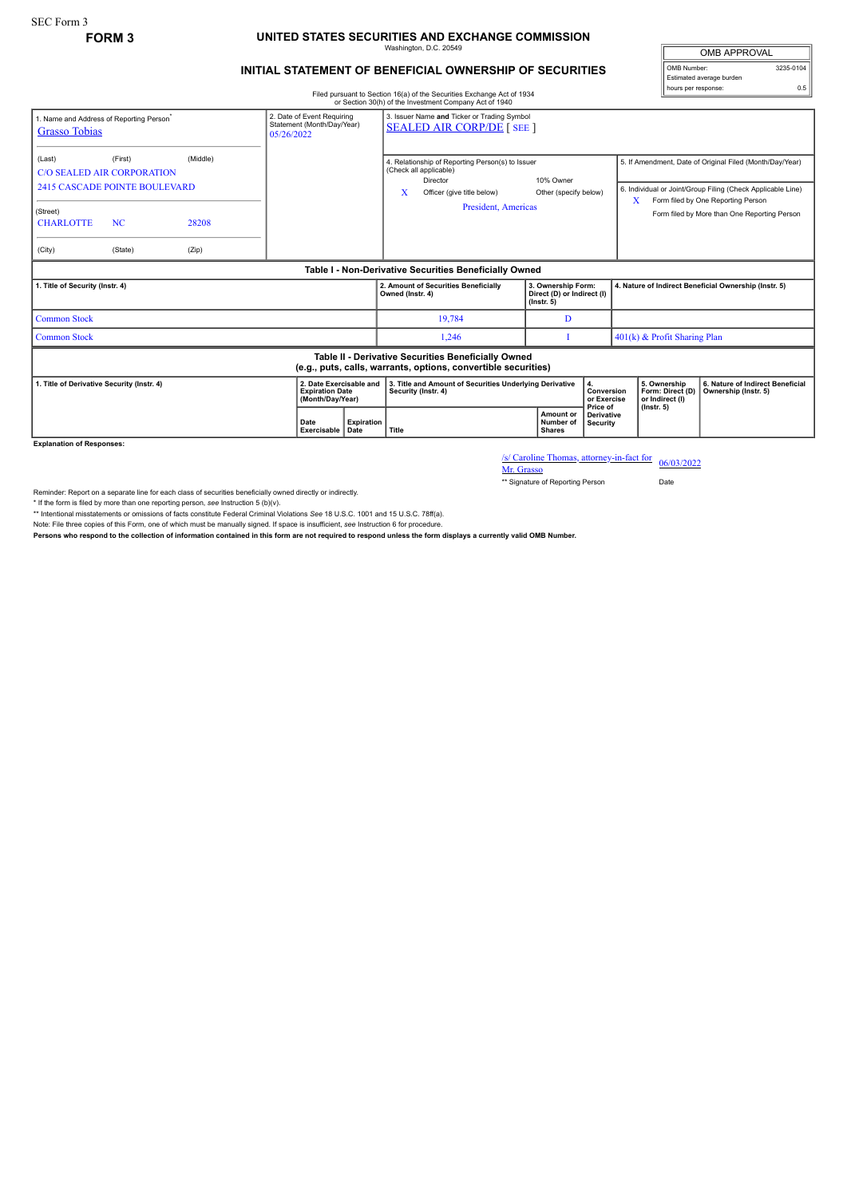SEC Form 3

**FORM 3**

# UNITED STATES SECURITIES AND EXCHANGE COMMISSION

Washington, D.C. 20549

## INITIAL STATEMENT OF BENEFICIAL OWNERSHIP OF SECURITIES

| OMB APPROVAL | |
|---|---|
| OMB Number: | 3235-0104 |
| Estimated average burden hours per response: | 0.5 |

Filed pursuant to Section 16(a) of the Securities Exchange Act of 1934 or Section 30(h) of the Investment Company Act of 1940

1. Name and Address of Reporting Person*
Grasso Tobias

(Last) (First) (Middle)
C/O SEALED AIR CORPORATION
2415 CASCADE POINTE BOULEVARD

(Street)
CHARLOTTE NC 28208

(City) (State) (Zip)

2. Date of Event Requiring Statement (Month/Day/Year)
05/26/2022

3. Issuer Name and Ticker or Trading Symbol
SEALED AIR CORP/DE [ SEE ]

4. Relationship of Reporting Person(s) to Issuer (Check all applicable)
Director
10% Owner
X Officer (give title below)
Other (specify below)
President, Americas

5. If Amendment, Date of Original Filed (Month/Day/Year)

6. Individual or Joint/Group Filing (Check Applicable Line)
X Form filed by One Reporting Person
Form filed by More than One Reporting Person

### Table I - Non-Derivative Securities Beneficially Owned

| 1. Title of Security (Instr. 4) | 2. Amount of Securities Beneficially Owned (Instr. 4) | 3. Ownership Form: Direct (D) or Indirect (I) (Instr. 5) | 4. Nature of Indirect Beneficial Ownership (Instr. 5) |
|---|---|---|---|
| Common Stock | 19,784 | D | |
| Common Stock | 1,246 | I | 401(k) & Profit Sharing Plan |

### Table II - Derivative Securities Beneficially Owned (e.g., puts, calls, warrants, options, convertible securities)

| 1. Title of Derivative Security (Instr. 4) | 2. Date Exercisable and Expiration Date (Month/Day/Year) | | 3. Title and Amount of Securities Underlying Derivative Security (Instr. 4) | | 4. Conversion or Exercise Price of Derivative Security | 5. Ownership Form: Direct (D) or Indirect (I) (Instr. 5) | 6. Nature of Indirect Beneficial Ownership (Instr. 5) |
|---|---|---|---|---|---|---|---|
| | Date Exercisable | Expiration Date | Title | Amount or Number of Shares | | | |

**Explanation of Responses:**

/s/ Caroline Thomas, attorney-in-fact for Mr. Grasso — 06/03/2022

** Signature of Reporting Person — Date

Reminder: Report on a separate line for each class of securities beneficially owned directly or indirectly.

* If the form is filed by more than one reporting person, *see* Instruction 5 (b)(v).

** Intentional misstatements or omissions of facts constitute Federal Criminal Violations *See* 18 U.S.C. 1001 and 15 U.S.C. 78ff(a).

Note: File three copies of this Form, one of which must be manually signed. If space is insufficient, *see* Instruction 6 for procedure.

**Persons who respond to the collection of information contained in this form are not required to respond unless the form displays a currently valid OMB Number.**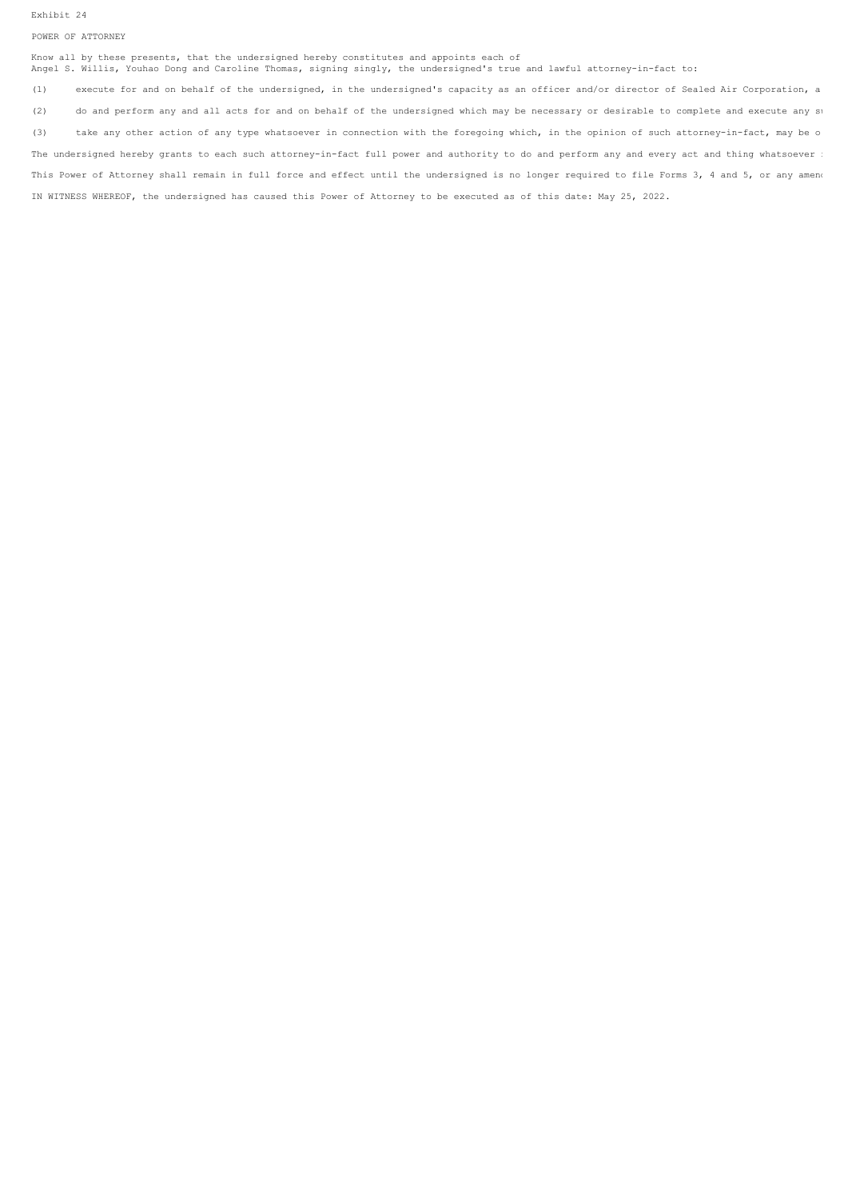Exhibit 24

POWER OF ATTORNEY

Know all by these presents, that the undersigned hereby constitutes and appoints each of
Angel S. Willis, Youhao Dong and Caroline Thomas, signing singly, the undersigned's true and lawful attorney-in-fact to:

(1) execute for and on behalf of the undersigned, in the undersigned's capacity as an officer and/or director of Sealed Air Corporation, a

(2) do and perform any and all acts for and on behalf of the undersigned which may be necessary or desirable to complete and execute any su

(3) take any other action of any type whatsoever in connection with the foregoing which, in the opinion of such attorney-in-fact, may be o

The undersigned hereby grants to each such attorney-in-fact full power and authority to do and perform any and every act and thing whatsoever i

This Power of Attorney shall remain in full force and effect until the undersigned is no longer required to file Forms 3, 4 and 5, or any amend

IN WITNESS WHEREOF, the undersigned has caused this Power of Attorney to be executed as of this date: May 25, 2022.